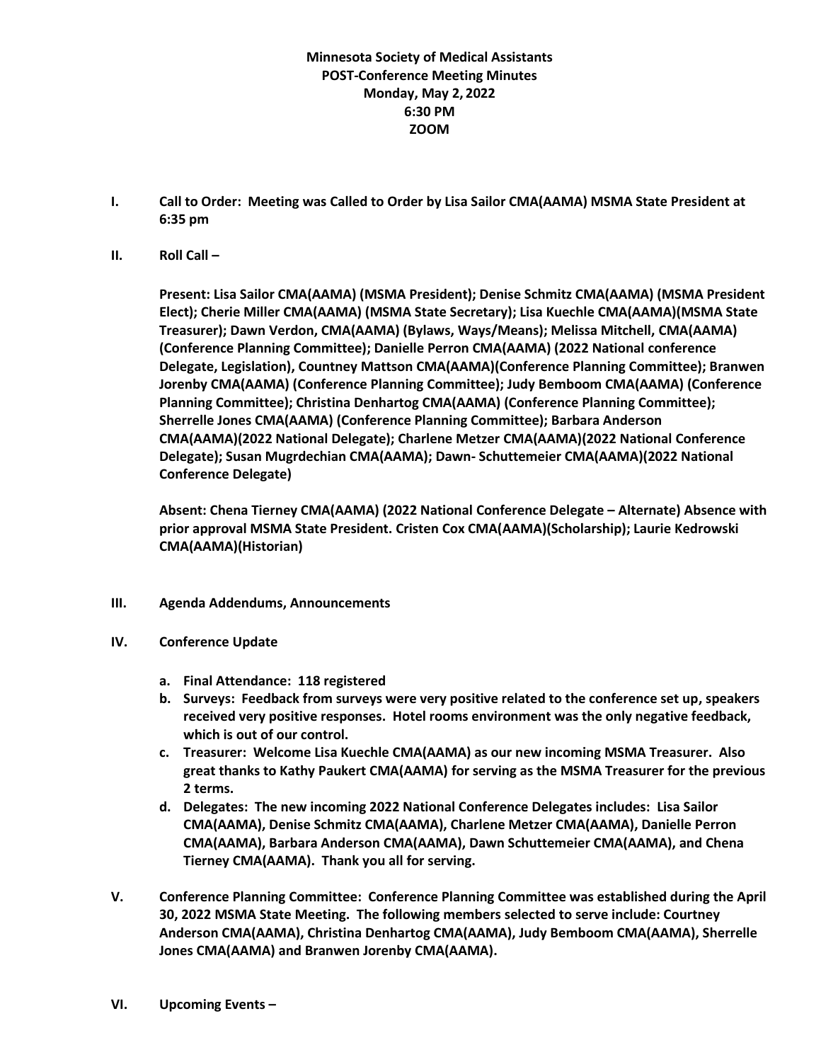**Minnesota Society of Medical Assistants**
**POST-Conference Meeting Minutes**
**Monday, May 2, 2022**
**6:30 PM**
**ZOOM**

**I. Call to Order: Meeting was Called to Order by Lisa Sailor CMA(AAMA) MSMA State President at 6:35 pm**

**II. Roll Call –**

**Present: Lisa Sailor CMA(AAMA) (MSMA President); Denise Schmitz CMA(AAMA) (MSMA President Elect); Cherie Miller CMA(AAMA) (MSMA State Secretary); Lisa Kuechle CMA(AAMA)(MSMA State Treasurer); Dawn Verdon, CMA(AAMA) (Bylaws, Ways/Means); Melissa Mitchell, CMA(AAMA) (Conference Planning Committee); Danielle Perron CMA(AAMA) (2022 National conference Delegate, Legislation), Countney Mattson CMA(AAMA)(Conference Planning Committee); Branwen Jorenby CMA(AAMA) (Conference Planning Committee); Judy Bemboom CMA(AAMA) (Conference Planning Committee); Christina Denhartog CMA(AAMA) (Conference Planning Committee); Sherrelle Jones CMA(AAMA) (Conference Planning Committee); Barbara Anderson CMA(AAMA)(2022 National Delegate); Charlene Metzer CMA(AAMA)(2022 National Conference Delegate); Susan Mugrdechian CMA(AAMA); Dawn- Schuttemeier CMA(AAMA)(2022 National Conference Delegate)**

**Absent: Chena Tierney CMA(AAMA) (2022 National Conference Delegate – Alternate) Absence with prior approval MSMA State President. Cristen Cox CMA(AAMA)(Scholarship); Laurie Kedrowski CMA(AAMA)(Historian)**

**III. Agenda Addendums, Announcements**

**IV. Conference Update**

- **a. Final Attendance: 118 registered**
- **b. Surveys: Feedback from surveys were very positive related to the conference set up, speakers received very positive responses. Hotel rooms environment was the only negative feedback, which is out of our control.**
- **c. Treasurer: Welcome Lisa Kuechle CMA(AAMA) as our new incoming MSMA Treasurer. Also great thanks to Kathy Paukert CMA(AAMA) for serving as the MSMA Treasurer for the previous 2 terms.**
- **d. Delegates: The new incoming 2022 National Conference Delegates includes: Lisa Sailor CMA(AAMA), Denise Schmitz CMA(AAMA), Charlene Metzer CMA(AAMA), Danielle Perron CMA(AAMA), Barbara Anderson CMA(AAMA), Dawn Schuttemeier CMA(AAMA), and Chena Tierney CMA(AAMA). Thank you all for serving.**

**V. Conference Planning Committee: Conference Planning Committee was established during the April 30, 2022 MSMA State Meeting. The following members selected to serve include: Courtney Anderson CMA(AAMA), Christina Denhartog CMA(AAMA), Judy Bemboom CMA(AAMA), Sherrelle Jones CMA(AAMA) and Branwen Jorenby CMA(AAMA).**

**VI. Upcoming Events –**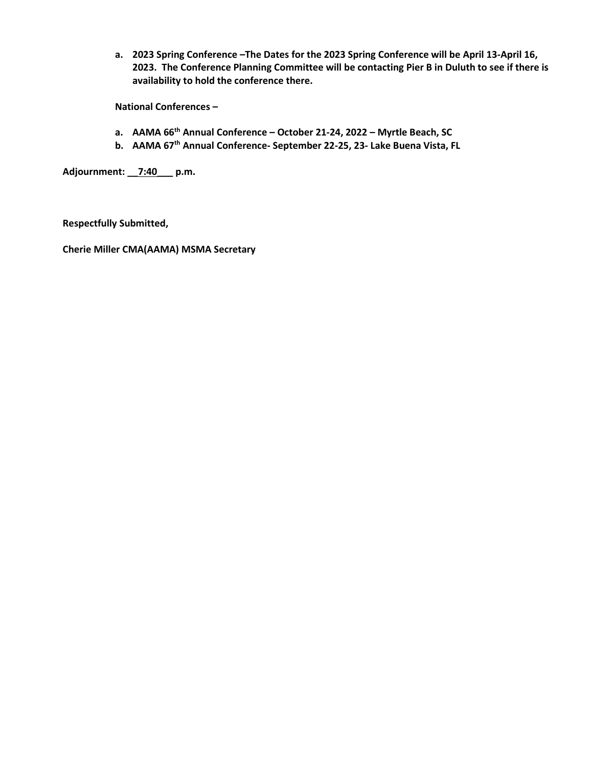a. **2023 Spring Conference –The Dates for the 2023 Spring Conference will be April 13-April 16, 2023. The Conference Planning Committee will be contacting Pier B in Duluth to see if there is availability to hold the conference there.**

**National Conferences –**

a. **AAMA 66th Annual Conference – October 21-24, 2022 – Myrtle Beach, SC**
b. **AAMA 67th Annual Conference- September 22-25, 23- Lake Buena Vista, FL**

**Adjournment: __7:40___ p.m.**

**Respectfully Submitted,**

**Cherie Miller CMA(AAMA) MSMA Secretary**